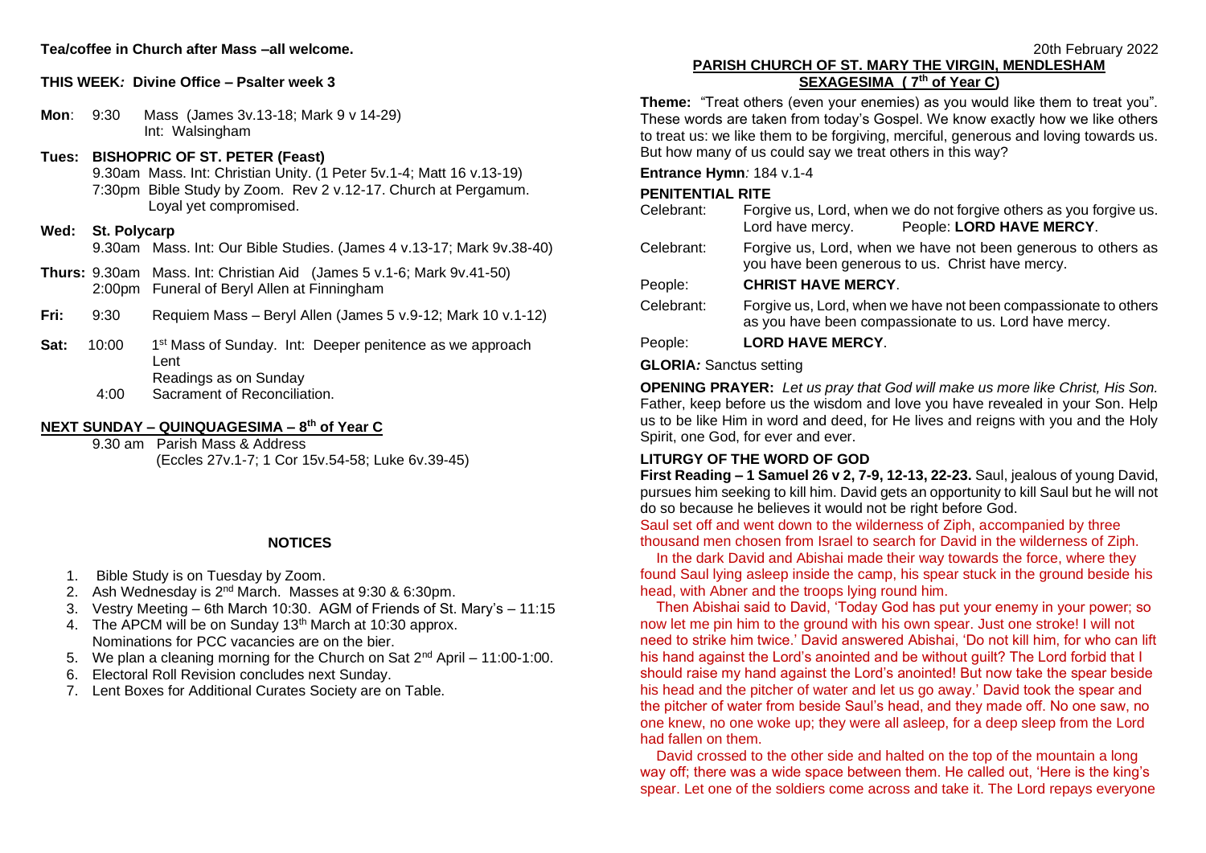**Tea/coffee in Church after Mass –all welcome.**

**THIS WEEK: Divine Office – Psalter week 3**

**Mon**: 9:30 Mass (James 3v.13-18; Mark 9 v 14-29)
Int: Walsingham

**Tues: BISHOPRIC OF ST. PETER (Feast)**
9.30am Mass. Int: Christian Unity. (1 Peter 5v.1-4; Matt 16 v.13-19)
7:30pm Bible Study by Zoom. Rev 2 v.12-17. Church at Pergamum. Loyal yet compromised.

**Wed: St. Polycarp**
9.30am Mass. Int: Our Bible Studies. (James 4 v.13-17; Mark 9v.38-40)

**Thurs:** 9.30am Mass. Int: Christian Aid (James 5 v.1-6; Mark 9v.41-50)
2:00pm Funeral of Beryl Allen at Finningham

**Fri:** 9:30 Requiem Mass – Beryl Allen (James 5 v.9-12; Mark 10 v.1-12)

**Sat:** 10:00 1st Mass of Sunday. Int: Deeper penitence as we approach Lent
Readings as on Sunday
4:00 Sacrament of Reconciliation.

## NEXT SUNDAY – QUINQUAGESIMA – 8th of Year C

9.30 am Parish Mass & Address
(Eccles 27v.1-7; 1 Cor 15v.54-58; Luke 6v.39-45)

### NOTICES

1. Bible Study is on Tuesday by Zoom.
2. Ash Wednesday is 2nd March. Masses at 9:30 & 6:30pm.
3. Vestry Meeting – 6th March 10:30. AGM of Friends of St. Mary's – 11:15
4. The APCM will be on Sunday 13th March at 10:30 approx. Nominations for PCC vacancies are on the bier.
5. We plan a cleaning morning for the Church on Sat 2nd April – 11:00-1:00.
6. Electoral Roll Revision concludes next Sunday.
7. Lent Boxes for Additional Curates Society are on Table.

20th February 2022

## PARISH CHURCH OF ST. MARY THE VIRGIN, MENDLESHAM
## SEXAGESIMA ( 7th of Year C)

**Theme:** "Treat others (even your enemies) as you would like them to treat you". These words are taken from today's Gospel. We know exactly how we like others to treat us: we like them to be forgiving, merciful, generous and loving towards us. But how many of us could say we treat others in this way?

**Entrance Hymn**: 184 v.1-4

**PENITENTIAL RITE**

Celebrant: Forgive us, Lord, when we do not forgive others as you forgive us. Lord have mercy. People: **LORD HAVE MERCY**.

Celebrant: Forgive us, Lord, when we have not been generous to others as you have been generous to us. Christ have mercy.

People: **CHRIST HAVE MERCY**.

Celebrant: Forgive us, Lord, when we have not been compassionate to others as you have been compassionate to us. Lord have mercy.

People: **LORD HAVE MERCY**.

**GLORIA**: Sanctus setting

**OPENING PRAYER:** *Let us pray that God will make us more like Christ, His Son.* Father, keep before us the wisdom and love you have revealed in your Son. Help us to be like Him in word and deed, for He lives and reigns with you and the Holy Spirit, one God, for ever and ever.

**LITURGY OF THE WORD OF GOD**

**First Reading – 1 Samuel 26 v 2, 7-9, 12-13, 22-23.** Saul, jealous of young David, pursues him seeking to kill him. David gets an opportunity to kill Saul but he will not do so because he believes it would not be right before God.

Saul set off and went down to the wilderness of Ziph, accompanied by three thousand men chosen from Israel to search for David in the wilderness of Ziph.

In the dark David and Abishai made their way towards the force, where they found Saul lying asleep inside the camp, his spear stuck in the ground beside his head, with Abner and the troops lying round him.

Then Abishai said to David, 'Today God has put your enemy in your power; so now let me pin him to the ground with his own spear. Just one stroke! I will not need to strike him twice.' David answered Abishai, 'Do not kill him, for who can lift his hand against the Lord's anointed and be without guilt? The Lord forbid that I should raise my hand against the Lord's anointed! But now take the spear beside his head and the pitcher of water and let us go away.' David took the spear and the pitcher of water from beside Saul's head, and they made off. No one saw, no one knew, no one woke up; they were all asleep, for a deep sleep from the Lord had fallen on them.

David crossed to the other side and halted on the top of the mountain a long way off; there was a wide space between them. He called out, 'Here is the king's spear. Let one of the soldiers come across and take it. The Lord repays everyone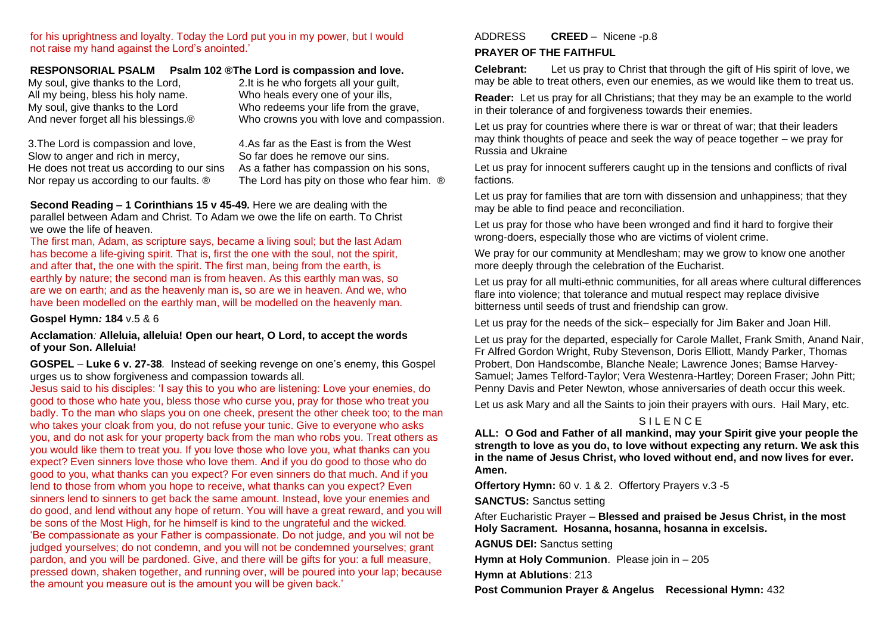for his uprightness and loyalty. Today the Lord put you in my power, but I would not raise my hand against the Lord's anointed.'

**RESPONSORIAL PSALM Psalm 102 ®The Lord is compassion and love.**

My soul, give thanks to the Lord,
All my being, bless his holy name.
My soul, give thanks to the Lord
And never forget all his blessings.®

2.It is he who forgets all your guilt,
Who heals every one of your ills,
Who redeems your life from the grave,
Who crowns you with love and compassion.

3.The Lord is compassion and love,
Slow to anger and rich in mercy,
He does not treat us according to our sins
Nor repay us according to our faults. ®

4.As far as the East is from the West
So far does he remove our sins.
As a father has compassion on his sons,
The Lord has pity on those who fear him. ®

**Second Reading – 1 Corinthians 15 v 45-49.** Here we are dealing with the parallel between Adam and Christ. To Adam we owe the life on earth. To Christ we owe the life of heaven.

The first man, Adam, as scripture says, became a living soul; but the last Adam has become a life-giving spirit. That is, first the one with the soul, not the spirit, and after that, the one with the spirit. The first man, being from the earth, is earthly by nature; the second man is from heaven. As this earthly man was, so are we on earth; and as the heavenly man is, so are we in heaven. And we, who have been modelled on the earthly man, will be modelled on the heavenly man.

**Gospel Hymn*:* 184** v.5 & 6

**Acclamation*:* Alleluia, alleluia! Open our heart, O Lord, to accept the words of your Son. Alleluia!**

**GOSPEL** – **Luke 6 v. 27-38***.* Instead of seeking revenge on one's enemy, this Gospel urges us to show forgiveness and compassion towards all.

Jesus said to his disciples: 'I say this to you who are listening: Love your enemies, do good to those who hate you, bless those who curse you, pray for those who treat you badly. To the man who slaps you on one cheek, present the other cheek too; to the man who takes your cloak from you, do not refuse your tunic. Give to everyone who asks you, and do not ask for your property back from the man who robs you. Treat others as you would like them to treat you. If you love those who love you, what thanks can you expect? Even sinners love those who love them. And if you do good to those who do good to you, what thanks can you expect? For even sinners do that much. And if you lend to those from whom you hope to receive, what thanks can you expect? Even sinners lend to sinners to get back the same amount. Instead, love your enemies and do good, and lend without any hope of return. You will have a great reward, and you will be sons of the Most High, for he himself is kind to the ungrateful and the wicked.
'Be compassionate as your Father is compassionate. Do not judge, and you wil not be judged yourselves; do not condemn, and you will not be condemned yourselves; grant pardon, and you will be pardoned. Give, and there will be gifts for you: a full measure, pressed down, shaken together, and running over, will be poured into your lap; because the amount you measure out is the amount you will be given back.'

ADDRESS **CREED** – Nicene -p.8

**PRAYER OF THE FAITHFUL**

**Celebrant:** Let us pray to Christ that through the gift of His spirit of love, we may be able to treat others, even our enemies, as we would like them to treat us.

**Reader:** Let us pray for all Christians; that they may be an example to the world in their tolerance of and forgiveness towards their enemies.

Let us pray for countries where there is war or threat of war; that their leaders may think thoughts of peace and seek the way of peace together – we pray for Russia and Ukraine

Let us pray for innocent sufferers caught up in the tensions and conflicts of rival factions.

Let us pray for families that are torn with dissension and unhappiness; that they may be able to find peace and reconciliation.

Let us pray for those who have been wronged and find it hard to forgive their wrong-doers, especially those who are victims of violent crime.

We pray for our community at Mendlesham; may we grow to know one another more deeply through the celebration of the Eucharist.

Let us pray for all multi-ethnic communities, for all areas where cultural differences flare into violence; that tolerance and mutual respect may replace divisive bitterness until seeds of trust and friendship can grow.

Let us pray for the needs of the sick– especially for Jim Baker and Joan Hill.

Let us pray for the departed, especially for Carole Mallet, Frank Smith, Anand Nair, Fr Alfred Gordon Wright, Ruby Stevenson, Doris Elliott, Mandy Parker, Thomas Probert, Don Handscombe, Blanche Neale; Lawrence Jones; Bamse Harvey-Samuel; James Telford-Taylor; Vera Westenra-Hartley; Doreen Fraser; John Pitt; Penny Davis and Peter Newton, whose anniversaries of death occur this week.

Let us ask Mary and all the Saints to join their prayers with ours. Hail Mary, etc.

S I L E N C E

**ALL: O God and Father of all mankind, may your Spirit give your people the strength to love as you do, to love without expecting any return. We ask this in the name of Jesus Christ, who loved without end, and now lives for ever. Amen.**

**Offertory Hymn:** 60 v. 1 & 2. Offertory Prayers v.3 -5

**SANCTUS:** Sanctus setting

After Eucharistic Prayer – **Blessed and praised be Jesus Christ, in the most Holy Sacrament. Hosanna, hosanna, hosanna in excelsis.**

**AGNUS DEI:** Sanctus setting

**Hymn at Holy Communion**. Please join in – 205

**Hymn at Ablutions**: 213

**Post Communion Prayer & Angelus Recessional Hymn:** 432